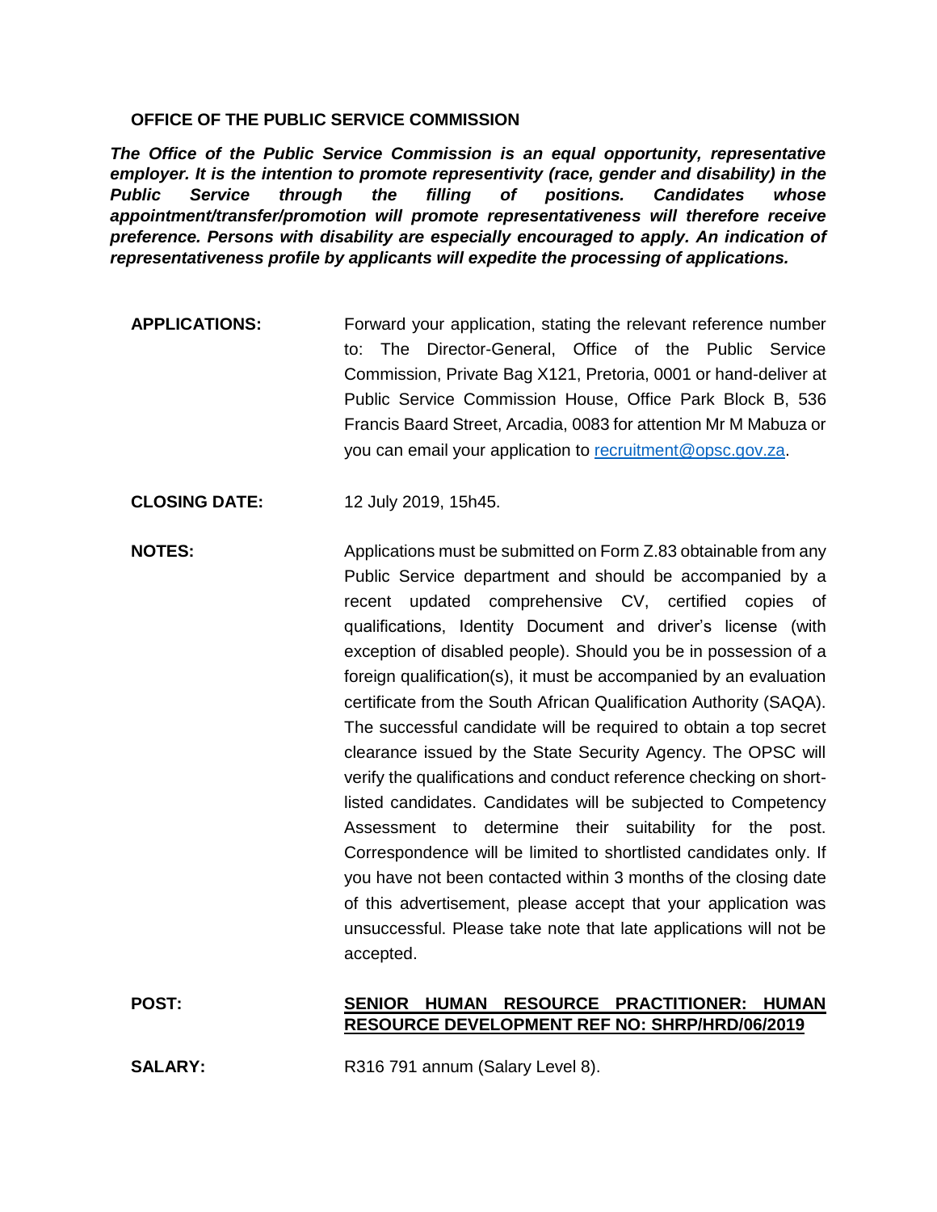**OFFICE OF THE PUBLIC SERVICE COMMISSION**

***The Office of the Public Service Commission is an equal opportunity, representative employer. It is the intention to promote representivity (race, gender and disability) in the Public Service through the filling of positions. Candidates whose appointment/transfer/promotion will promote representativeness will therefore receive preference. Persons with disability are especially encouraged to apply. An indication of representativeness profile by applicants will expedite the processing of applications.***

**APPLICATIONS:** Forward your application, stating the relevant reference number to: The Director-General, Office of the Public Service Commission, Private Bag X121, Pretoria, 0001 or hand-deliver at Public Service Commission House, Office Park Block B, 536 Francis Baard Street, Arcadia, 0083 for attention Mr M Mabuza or you can email your application to recruitment@opsc.gov.za.

**CLOSING DATE:** 12 July 2019, 15h45.

**NOTES:** Applications must be submitted on Form Z.83 obtainable from any Public Service department and should be accompanied by a recent updated comprehensive CV, certified copies of qualifications, Identity Document and driver's license (with exception of disabled people). Should you be in possession of a foreign qualification(s), it must be accompanied by an evaluation certificate from the South African Qualification Authority (SAQA). The successful candidate will be required to obtain a top secret clearance issued by the State Security Agency. The OPSC will verify the qualifications and conduct reference checking on short-listed candidates. Candidates will be subjected to Competency Assessment to determine their suitability for the post. Correspondence will be limited to shortlisted candidates only. If you have not been contacted within 3 months of the closing date of this advertisement, please accept that your application was unsuccessful. Please take note that late applications will not be accepted.

**POST:** **SENIOR HUMAN RESOURCE PRACTITIONER: HUMAN RESOURCE DEVELOPMENT REF NO: SHRP/HRD/06/2019**

**SALARY:** R316 791 annum (Salary Level 8).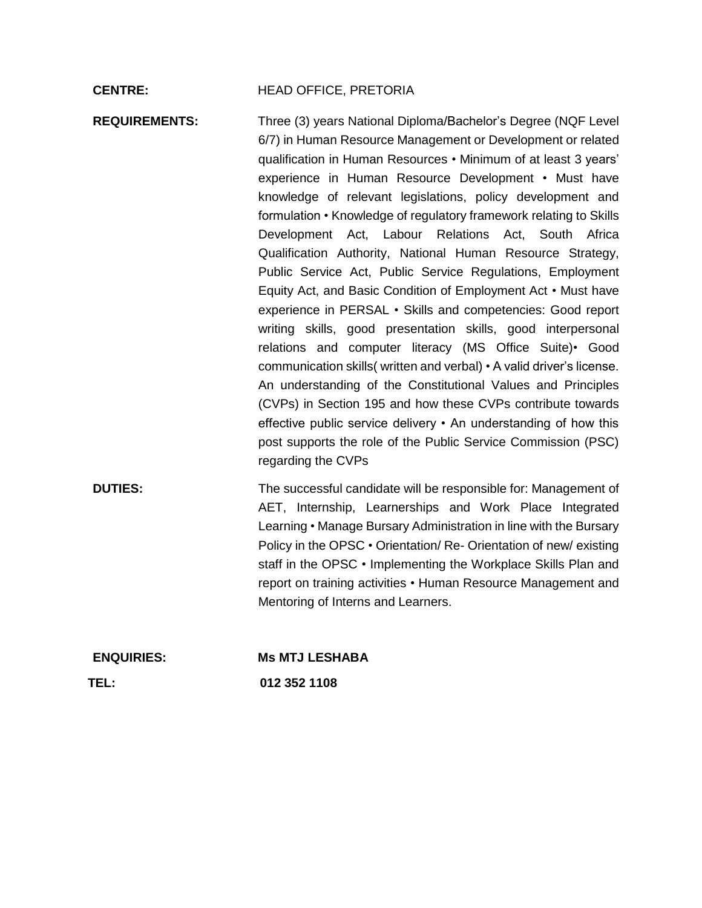**CENTRE:** HEAD OFFICE, PRETORIA

**REQUIREMENTS:** Three (3) years National Diploma/Bachelor's Degree (NQF Level 6/7) in Human Resource Management or Development or related qualification in Human Resources • Minimum of at least 3 years' experience in Human Resource Development • Must have knowledge of relevant legislations, policy development and formulation • Knowledge of regulatory framework relating to Skills Development Act, Labour Relations Act, South Africa Qualification Authority, National Human Resource Strategy, Public Service Act, Public Service Regulations, Employment Equity Act, and Basic Condition of Employment Act • Must have experience in PERSAL • Skills and competencies: Good report writing skills, good presentation skills, good interpersonal relations and computer literacy (MS Office Suite)• Good communication skills( written and verbal) • A valid driver's license. An understanding of the Constitutional Values and Principles (CVPs) in Section 195 and how these CVPs contribute towards effective public service delivery • An understanding of how this post supports the role of the Public Service Commission (PSC) regarding the CVPs

**DUTIES:** The successful candidate will be responsible for: Management of AET, Internship, Learnerships and Work Place Integrated Learning • Manage Bursary Administration in line with the Bursary Policy in the OPSC • Orientation/ Re- Orientation of new/ existing staff in the OPSC • Implementing the Workplace Skills Plan and report on training activities • Human Resource Management and Mentoring of Interns and Learners.

**ENQUIRIES:** **Ms MTJ LESHABA**

**TEL:** **012 352 1108**